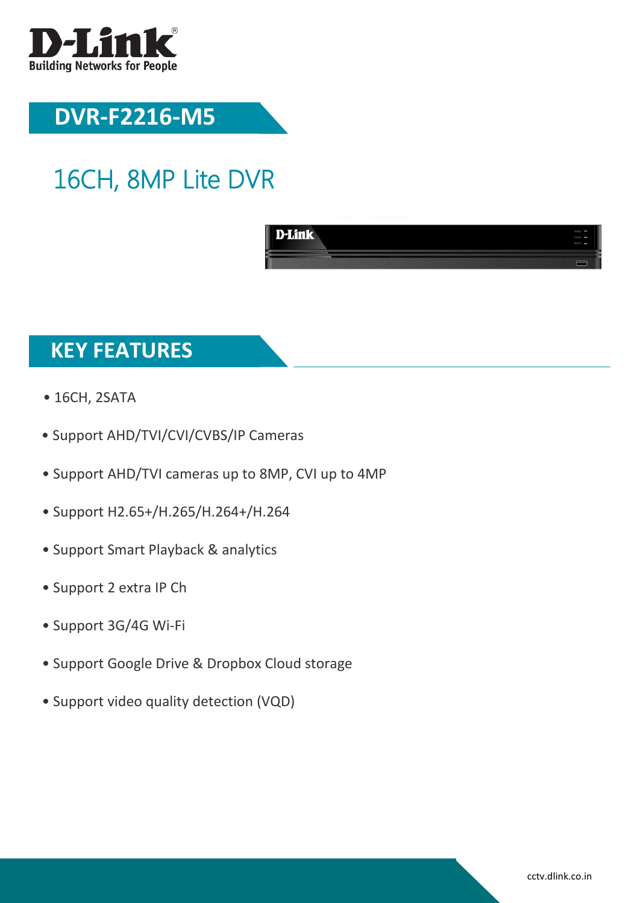D-Link

Building Networks for People

# DVR-F2216-M5

## 16CH, 8MP Lite DVR

## KEY FEATURES

- 16CH, 2SATA
- Support AHD/TVI/CVI/CVBS/IP Cameras
- Support AHD/TVI cameras up to 8MP, CVI up to 4MP
- Support H2.65+/H.265/H.264+/H.264
- Support Smart Playback & analytics
- Support 2 extra IP Ch
- Support 3G/4G Wi-Fi
- Support Google Drive & Dropbox Cloud storage
- Support video quality detection (VQD)

cctv.dlink.co.in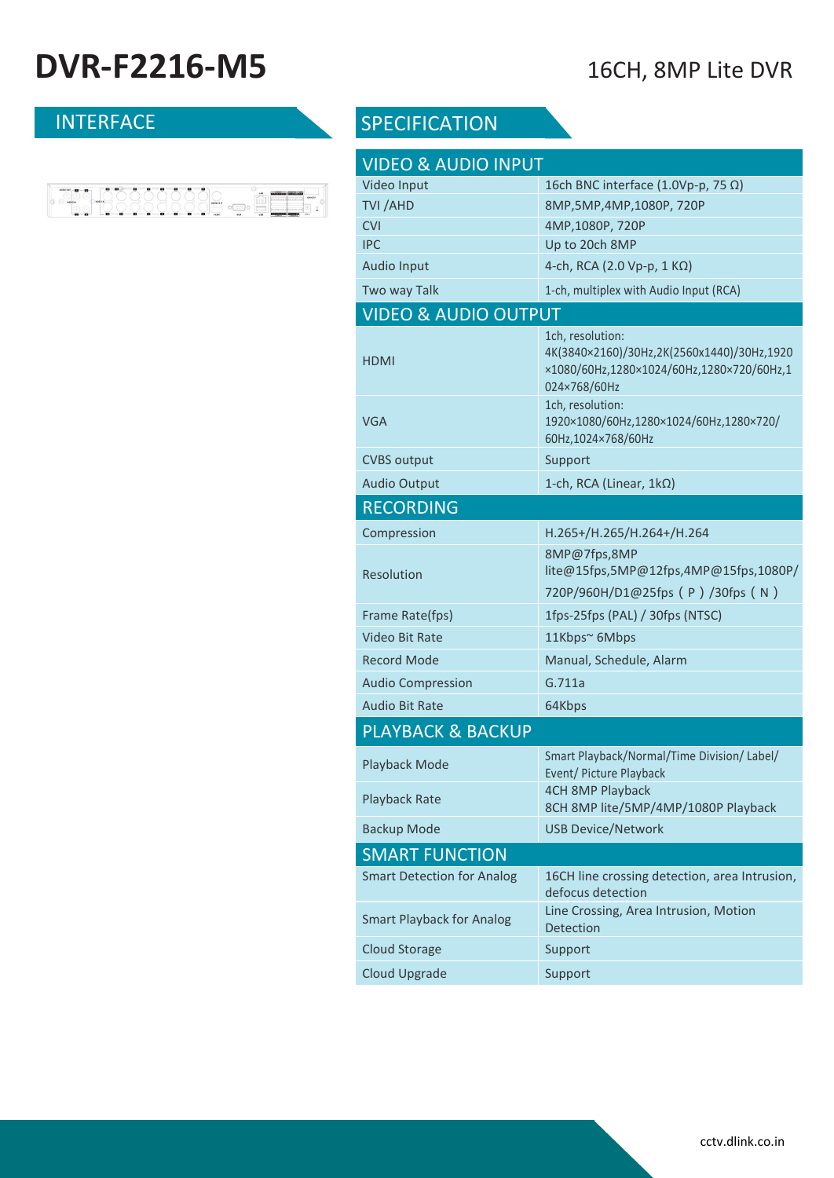# DVR-F2216-M5

16CH, 8MP Lite DVR

## INTERFACE

## SPECIFICATION

| VIDEO & AUDIO INPUT | |
|---|---|
| Video Input | 16ch BNC interface (1.0Vp-p, 75 Ω) |
| TVI /AHD | 8MP,5MP,4MP,1080P, 720P |
| CVI | 4MP,1080P, 720P |
| IPC | Up to 20ch 8MP |
| Audio Input | 4-ch, RCA (2.0 Vp-p, 1 KΩ) |
| Two way Talk | 1-ch, multiplex with Audio Input (RCA) |
| **VIDEO & AUDIO OUTPUT** | |
| HDMI | 1ch, resolution: 4K(3840×2160)/30Hz,2K(2560x1440)/30Hz,1920×1080/60Hz,1280×1024/60Hz,1280×720/60Hz,1024×768/60Hz |
| VGA | 1ch, resolution: 1920×1080/60Hz,1280×1024/60Hz,1280×720/60Hz,1024×768/60Hz |
| CVBS output | Support |
| Audio Output | 1-ch, RCA (Linear, 1kΩ) |
| **RECORDING** | |
| Compression | H.265+/H.265/H.264+/H.264 |
| Resolution | 8MP@7fps,8MP lite@15fps,5MP@12fps,4MP@15fps,1080P/720P/960H/D1@25fps（P）/30fps（N） |
| Frame Rate(fps) | 1fps-25fps (PAL) / 30fps (NTSC) |
| Video Bit Rate | 11Kbps~ 6Mbps |
| Record Mode | Manual, Schedule, Alarm |
| Audio Compression | G.711a |
| Audio Bit Rate | 64Kbps |
| **PLAYBACK & BACKUP** | |
| Playback Mode | Smart Playback/Normal/Time Division/ Label/ Event/ Picture Playback |
| Playback Rate | 4CH 8MP Playback<br>8CH 8MP lite/5MP/4MP/1080P Playback |
| Backup Mode | USB Device/Network |
| **SMART FUNCTION** | |
| Smart Detection for Analog | 16CH line crossing detection, area Intrusion, defocus detection |
| Smart Playback for Analog | Line Crossing, Area Intrusion, Motion Detection |
| Cloud Storage | Support |
| Cloud Upgrade | Support |

cctv.dlink.co.in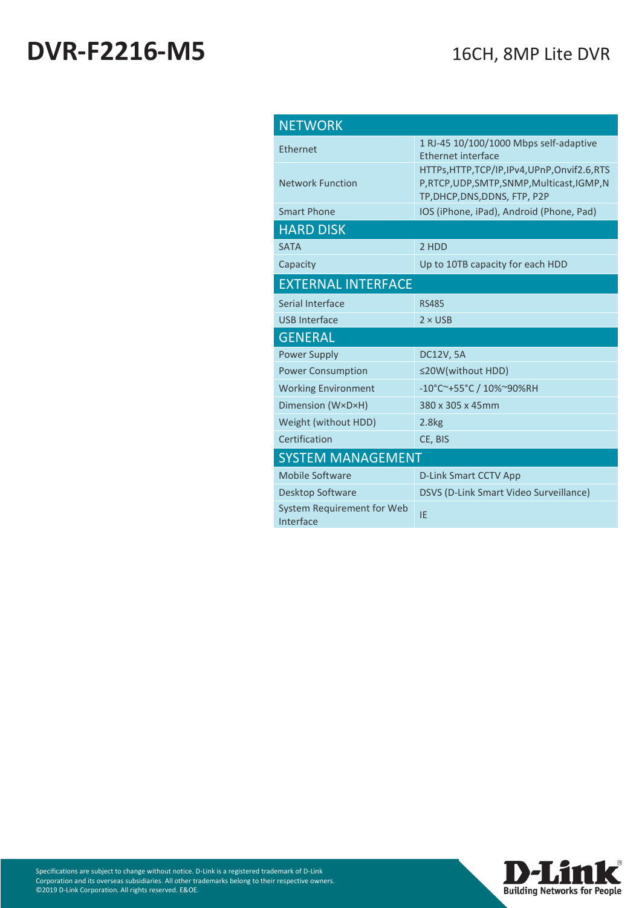# DVR-F2216-M5

16CH, 8MP Lite DVR

| | |
|---|---|
| **NETWORK** | |
| Ethernet | 1 RJ-45 10/100/1000 Mbps self-adaptive Ethernet interface |
| Network Function | HTTPs,HTTP,TCP/IP,IPv4,UPnP,Onvif2.6,RTSP,RTCP,UDP,SMTP,SNMP,Multicast,IGMP,NTP,DHCP,DNS,DDNS, FTP, P2P |
| Smart Phone | IOS (iPhone, iPad), Android (Phone, Pad) |
| **HARD DISK** | |
| SATA | 2 HDD |
| Capacity | Up to 10TB capacity for each HDD |
| **EXTERNAL INTERFACE** | |
| Serial Interface | RS485 |
| USB Interface | 2 × USB |
| **GENERAL** | |
| Power Supply | DC12V, 5A |
| Power Consumption | ≤20W(without HDD) |
| Working Environment | -10°C~+55°C / 10%~90%RH |
| Dimension (W×D×H) | 380 x 305 x 45mm |
| Weight (without HDD) | 2.8kg |
| Certification | CE, BIS |
| **SYSTEM MANAGEMENT** | |
| Mobile Software | D-Link Smart CCTV App |
| Desktop Software | DSVS (D-Link Smart Video Surveillance) |
| System Requirement for Web Interface | IE |

Specifications are subject to change without notice. D-Link is a registered trademark of D-Link Corporation and its overseas subsidiaries. All other trademarks belong to their respective owners. ©2019 D-Link Corporation. All rights reserved. E&OE.

D-Link®
Building Networks for People